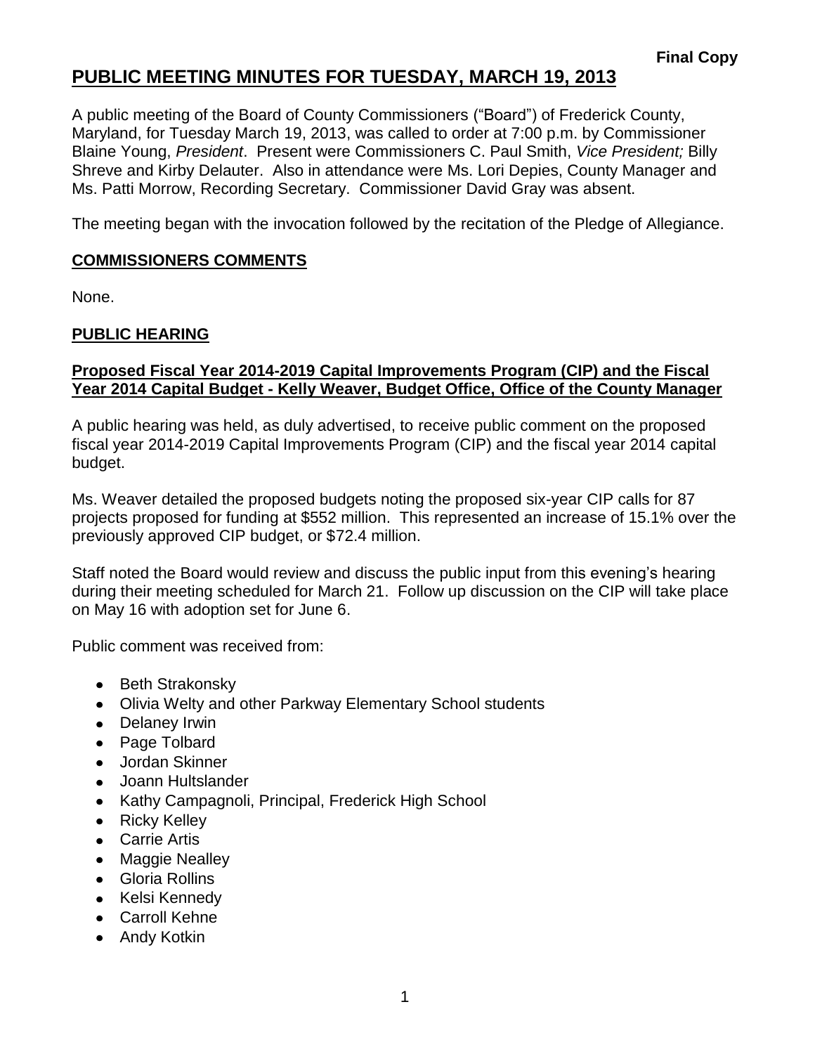**Final Copy**

# PUBLIC MEETING MINUTES FOR TUESDAY, MARCH 19, 2013

A public meeting of the Board of County Commissioners ("Board") of Frederick County, Maryland, for Tuesday March 19, 2013, was called to order at 7:00 p.m. by Commissioner Blaine Young, *President*. Present were Commissioners C. Paul Smith, *Vice President;* Billy Shreve and Kirby Delauter. Also in attendance were Ms. Lori Depies, County Manager and Ms. Patti Morrow, Recording Secretary. Commissioner David Gray was absent.

The meeting began with the invocation followed by the recitation of the Pledge of Allegiance.

## COMMISSIONERS COMMENTS

None.

## PUBLIC HEARING

### Proposed Fiscal Year 2014-2019 Capital Improvements Program (CIP) and the Fiscal Year 2014 Capital Budget - Kelly Weaver, Budget Office, Office of the County Manager

A public hearing was held, as duly advertised, to receive public comment on the proposed fiscal year 2014-2019 Capital Improvements Program (CIP) and the fiscal year 2014 capital budget.

Ms. Weaver detailed the proposed budgets noting the proposed six-year CIP calls for 87 projects proposed for funding at $552 million. This represented an increase of 15.1% over the previously approved CIP budget, or $72.4 million.

Staff noted the Board would review and discuss the public input from this evening's hearing during their meeting scheduled for March 21. Follow up discussion on the CIP will take place on May 16 with adoption set for June 6.

Public comment was received from:

- Beth Strakonsky
- Olivia Welty and other Parkway Elementary School students
- Delaney Irwin
- Page Tolbard
- Jordan Skinner
- Joann Hultslander
- Kathy Campagnoli, Principal, Frederick High School
- Ricky Kelley
- Carrie Artis
- Maggie Nealley
- Gloria Rollins
- Kelsi Kennedy
- Carroll Kehne
- Andy Kotkin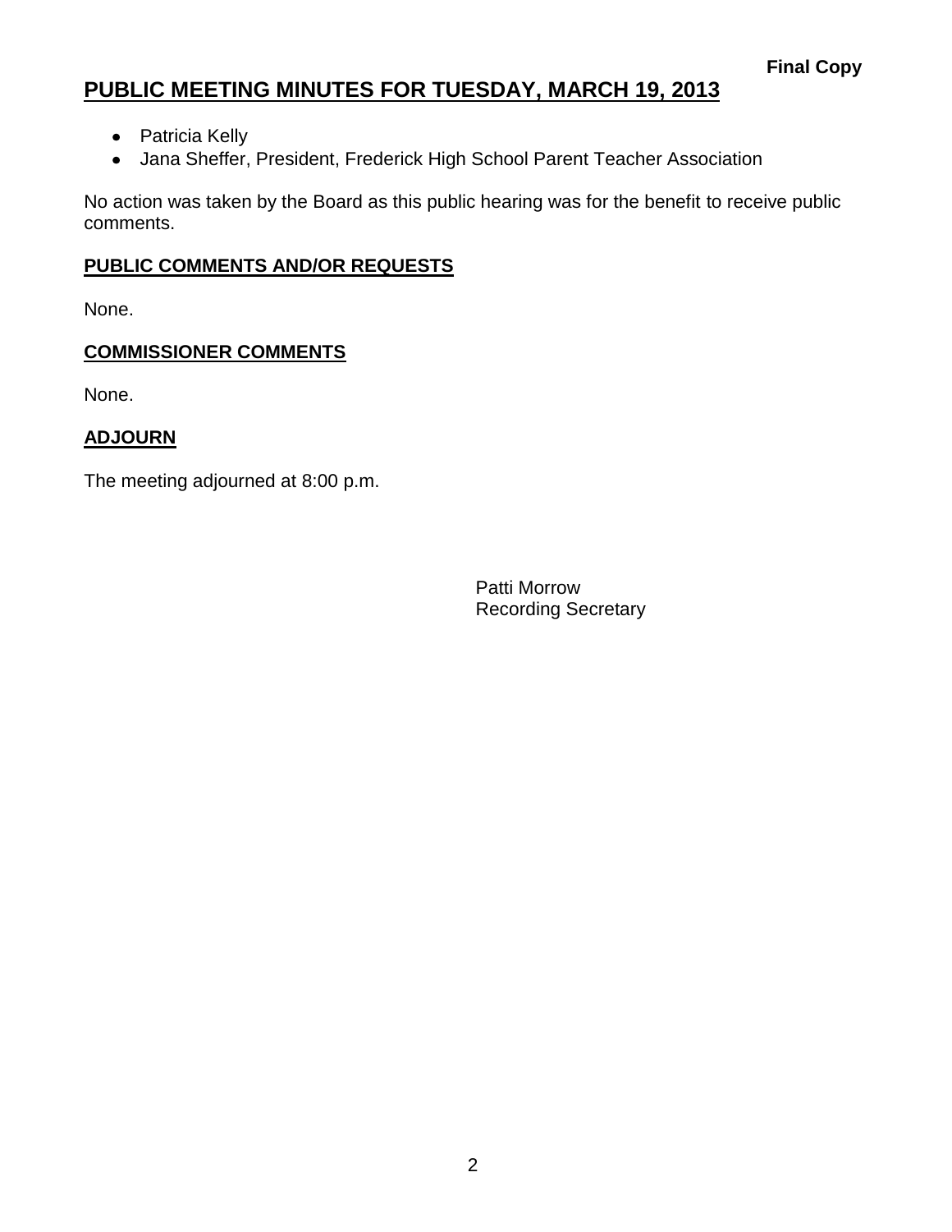**Final Copy**

# PUBLIC MEETING MINUTES FOR TUESDAY, MARCH 19, 2013

- Patricia Kelly
- Jana Sheffer, President, Frederick High School Parent Teacher Association

No action was taken by the Board as this public hearing was for the benefit to receive public comments.

## PUBLIC COMMENTS AND/OR REQUESTS

None.

## COMMISSIONER COMMENTS

None.

## ADJOURN

The meeting adjourned at 8:00 p.m.

Patti Morrow
Recording Secretary